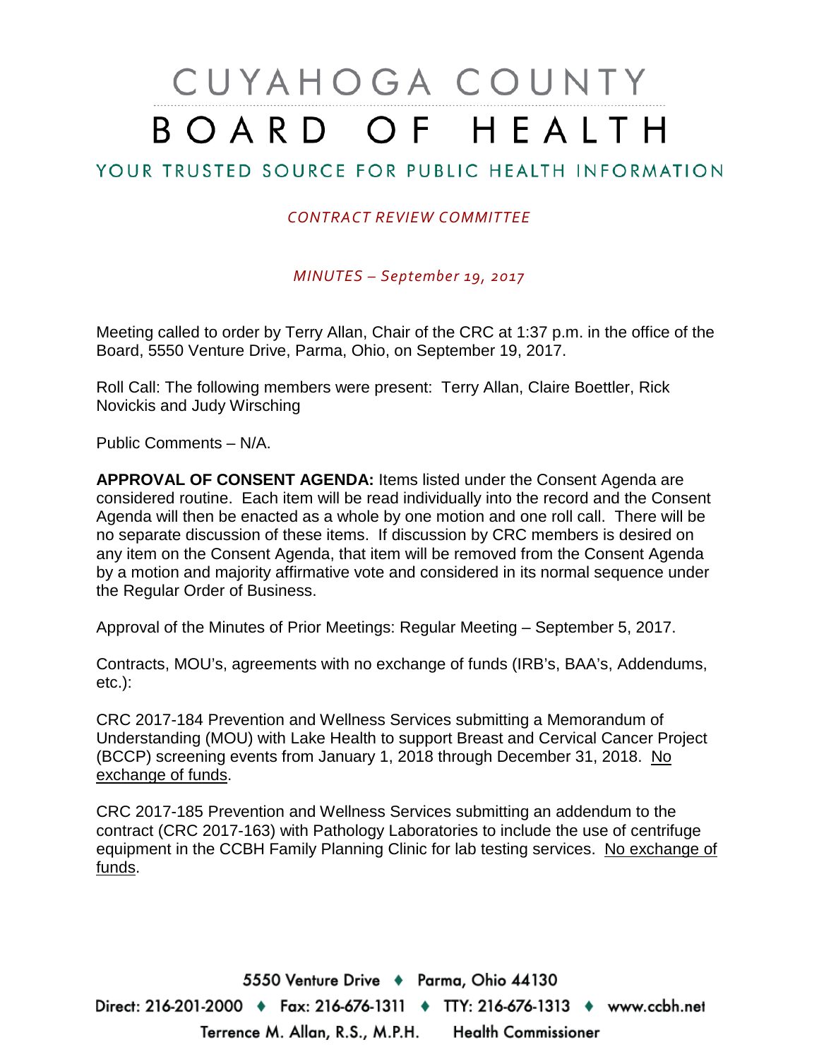# CUYAHOGA COUNTY BOARD OF HEALTH

## YOUR TRUSTED SOURCE FOR PUBLIC HEALTH INFORMATION

*CONTRACT REVIEW COMMITTEE*

*MINUTES – September 19, 2017*

Meeting called to order by Terry Allan, Chair of the CRC at 1:37 p.m. in the office of the Board, 5550 Venture Drive, Parma, Ohio, on September 19, 2017.

Roll Call: The following members were present: Terry Allan, Claire Boettler, Rick Novickis and Judy Wirsching

Public Comments – N/A.

**APPROVAL OF CONSENT AGENDA:** Items listed under the Consent Agenda are considered routine. Each item will be read individually into the record and the Consent Agenda will then be enacted as a whole by one motion and one roll call. There will be no separate discussion of these items. If discussion by CRC members is desired on any item on the Consent Agenda, that item will be removed from the Consent Agenda by a motion and majority affirmative vote and considered in its normal sequence under the Regular Order of Business.

Approval of the Minutes of Prior Meetings: Regular Meeting – September 5, 2017.

Contracts, MOU's, agreements with no exchange of funds (IRB's, BAA's, Addendums, etc.):

CRC 2017-184 Prevention and Wellness Services submitting a Memorandum of Understanding (MOU) with Lake Health to support Breast and Cervical Cancer Project (BCCP) screening events from January 1, 2018 through December 31, 2018. No exchange of funds.

CRC 2017-185 Prevention and Wellness Services submitting an addendum to the contract (CRC 2017-163) with Pathology Laboratories to include the use of centrifuge equipment in the CCBH Family Planning Clinic for lab testing services. No exchange of funds.

5550 Venture Drive ♦ Parma, Ohio 44130
Direct: 216-201-2000 ♦ Fax: 216-676-1311 ♦ TTY: 216-676-1313 ♦ www.ccbh.net
Terrence M. Allan, R.S., M.P.H. Health Commissioner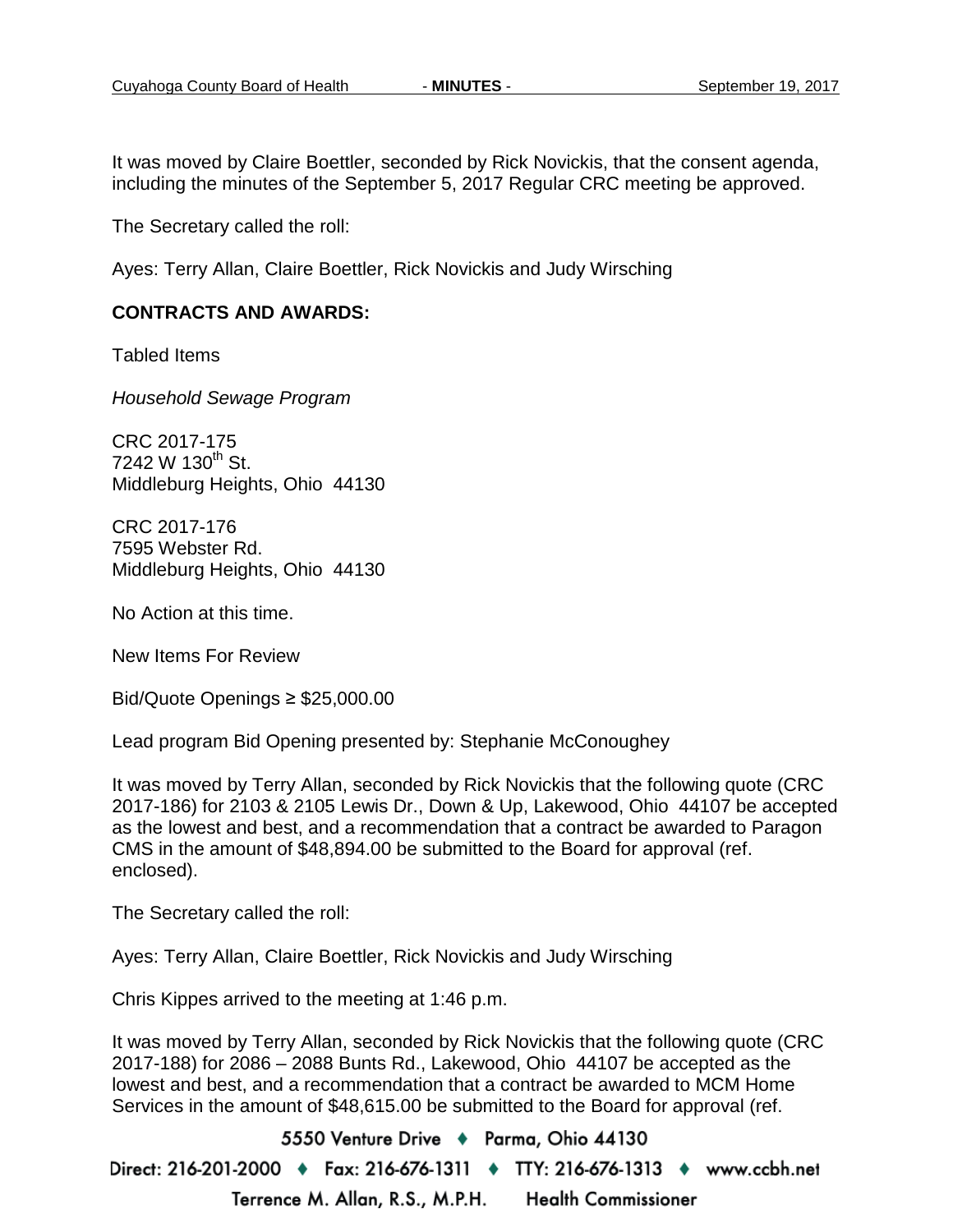It was moved by Claire Boettler, seconded by Rick Novickis, that the consent agenda, including the minutes of the September 5, 2017 Regular CRC meeting be approved.

The Secretary called the roll:

Ayes: Terry Allan, Claire Boettler, Rick Novickis and Judy Wirsching

**CONTRACTS AND AWARDS:**

Tabled Items

*Household Sewage Program*

CRC 2017-175
7242 W 130th St.
Middleburg Heights, Ohio 44130

CRC 2017-176
7595 Webster Rd.
Middleburg Heights, Ohio 44130

No Action at this time.

New Items For Review

Bid/Quote Openings ≥ $25,000.00

Lead program Bid Opening presented by: Stephanie McConoughey

It was moved by Terry Allan, seconded by Rick Novickis that the following quote (CRC 2017-186) for 2103 & 2105 Lewis Dr., Down & Up, Lakewood, Ohio 44107 be accepted as the lowest and best, and a recommendation that a contract be awarded to Paragon CMS in the amount of $48,894.00 be submitted to the Board for approval (ref. enclosed).

The Secretary called the roll:

Ayes: Terry Allan, Claire Boettler, Rick Novickis and Judy Wirsching

Chris Kippes arrived to the meeting at 1:46 p.m.

It was moved by Terry Allan, seconded by Rick Novickis that the following quote (CRC 2017-188) for 2086 – 2088 Bunts Rd., Lakewood, Ohio 44107 be accepted as the lowest and best, and a recommendation that a contract be awarded to MCM Home Services in the amount of $48,615.00 be submitted to the Board for approval (ref.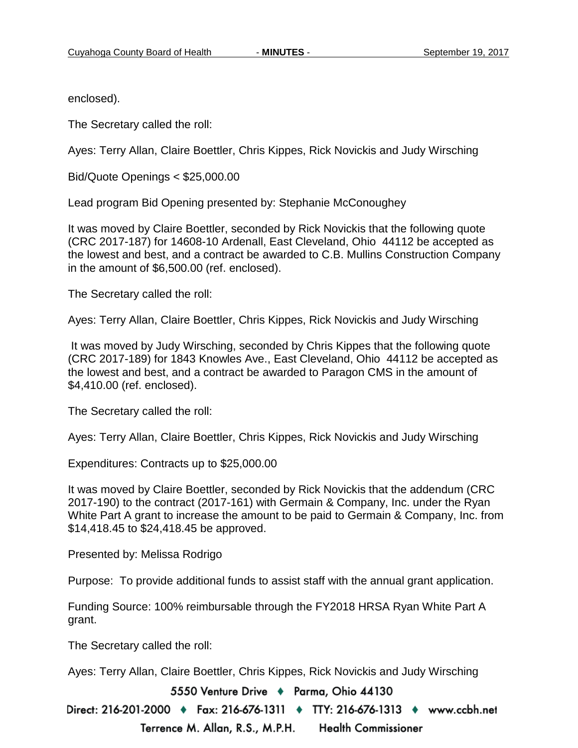enclosed).

The Secretary called the roll:

Ayes: Terry Allan, Claire Boettler, Chris Kippes, Rick Novickis and Judy Wirsching

Bid/Quote Openings < $25,000.00

Lead program Bid Opening presented by: Stephanie McConoughey

It was moved by Claire Boettler, seconded by Rick Novickis that the following quote (CRC 2017-187) for 14608-10 Ardenall, East Cleveland, Ohio 44112 be accepted as the lowest and best, and a contract be awarded to C.B. Mullins Construction Company in the amount of $6,500.00 (ref. enclosed).

The Secretary called the roll:

Ayes: Terry Allan, Claire Boettler, Chris Kippes, Rick Novickis and Judy Wirsching

It was moved by Judy Wirsching, seconded by Chris Kippes that the following quote (CRC 2017-189) for 1843 Knowles Ave., East Cleveland, Ohio 44112 be accepted as the lowest and best, and a contract be awarded to Paragon CMS in the amount of $4,410.00 (ref. enclosed).

The Secretary called the roll:

Ayes: Terry Allan, Claire Boettler, Chris Kippes, Rick Novickis and Judy Wirsching

Expenditures: Contracts up to $25,000.00

It was moved by Claire Boettler, seconded by Rick Novickis that the addendum (CRC 2017-190) to the contract (2017-161) with Germain & Company, Inc. under the Ryan White Part A grant to increase the amount to be paid to Germain & Company, Inc. from $14,418.45 to $24,418.45 be approved.

Presented by: Melissa Rodrigo

Purpose: To provide additional funds to assist staff with the annual grant application.

Funding Source: 100% reimbursable through the FY2018 HRSA Ryan White Part A grant.

The Secretary called the roll:

Ayes: Terry Allan, Claire Boettler, Chris Kippes, Rick Novickis and Judy Wirsching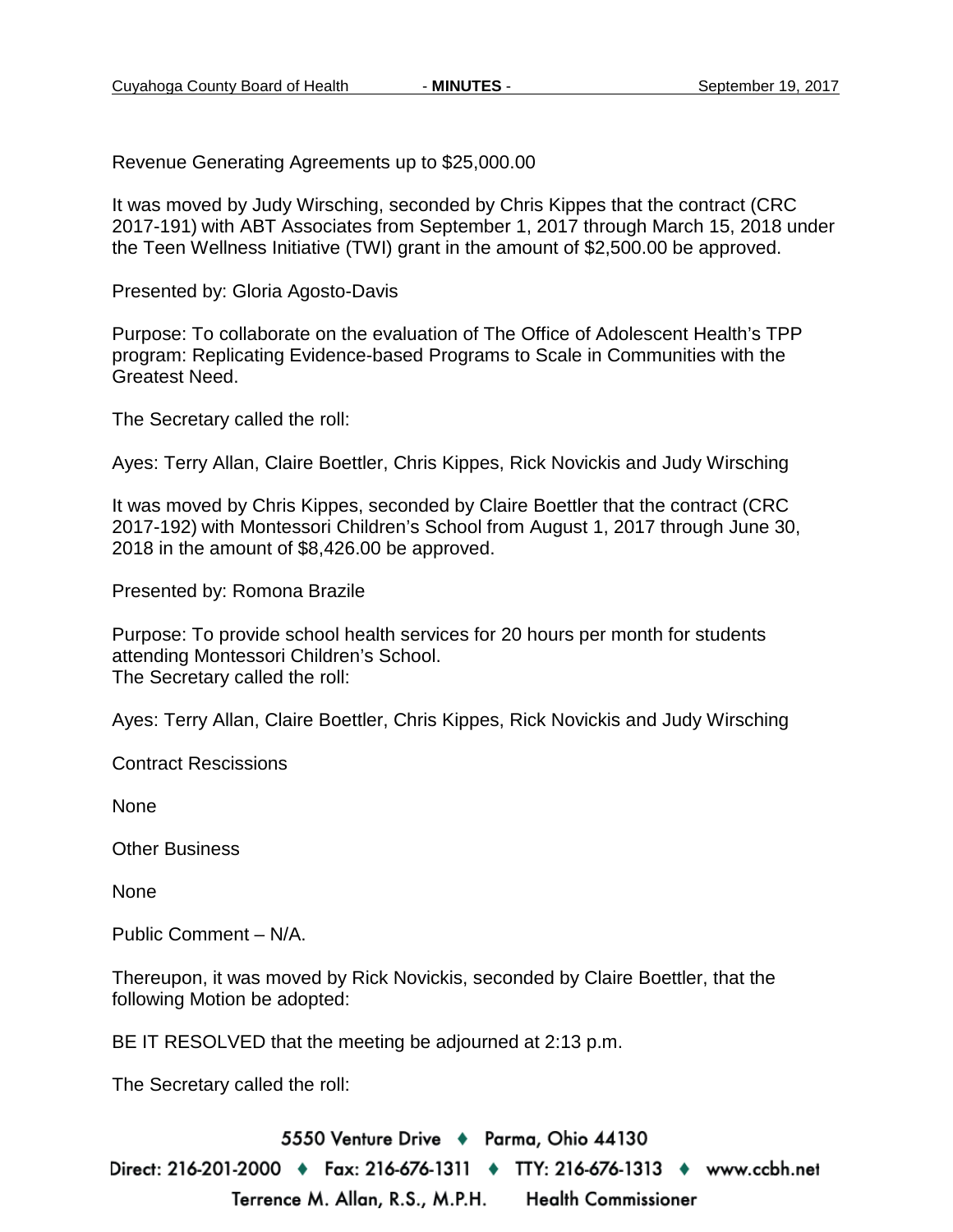Revenue Generating Agreements up to $25,000.00

It was moved by Judy Wirsching, seconded by Chris Kippes that the contract (CRC 2017-191) with ABT Associates from September 1, 2017 through March 15, 2018 under the Teen Wellness Initiative (TWI) grant in the amount of $2,500.00 be approved.

Presented by: Gloria Agosto-Davis

Purpose: To collaborate on the evaluation of The Office of Adolescent Health's TPP program: Replicating Evidence-based Programs to Scale in Communities with the Greatest Need.

The Secretary called the roll:

Ayes: Terry Allan, Claire Boettler, Chris Kippes, Rick Novickis and Judy Wirsching

It was moved by Chris Kippes, seconded by Claire Boettler that the contract (CRC 2017-192) with Montessori Children's School from August 1, 2017 through June 30, 2018 in the amount of $8,426.00 be approved.

Presented by: Romona Brazile

Purpose: To provide school health services for 20 hours per month for students attending Montessori Children's School.
The Secretary called the roll:

Ayes: Terry Allan, Claire Boettler, Chris Kippes, Rick Novickis and Judy Wirsching

Contract Rescissions

None

Other Business

None

Public Comment – N/A.

Thereupon, it was moved by Rick Novickis, seconded by Claire Boettler, that the following Motion be adopted:

BE IT RESOLVED that the meeting be adjourned at 2:13 p.m.

The Secretary called the roll: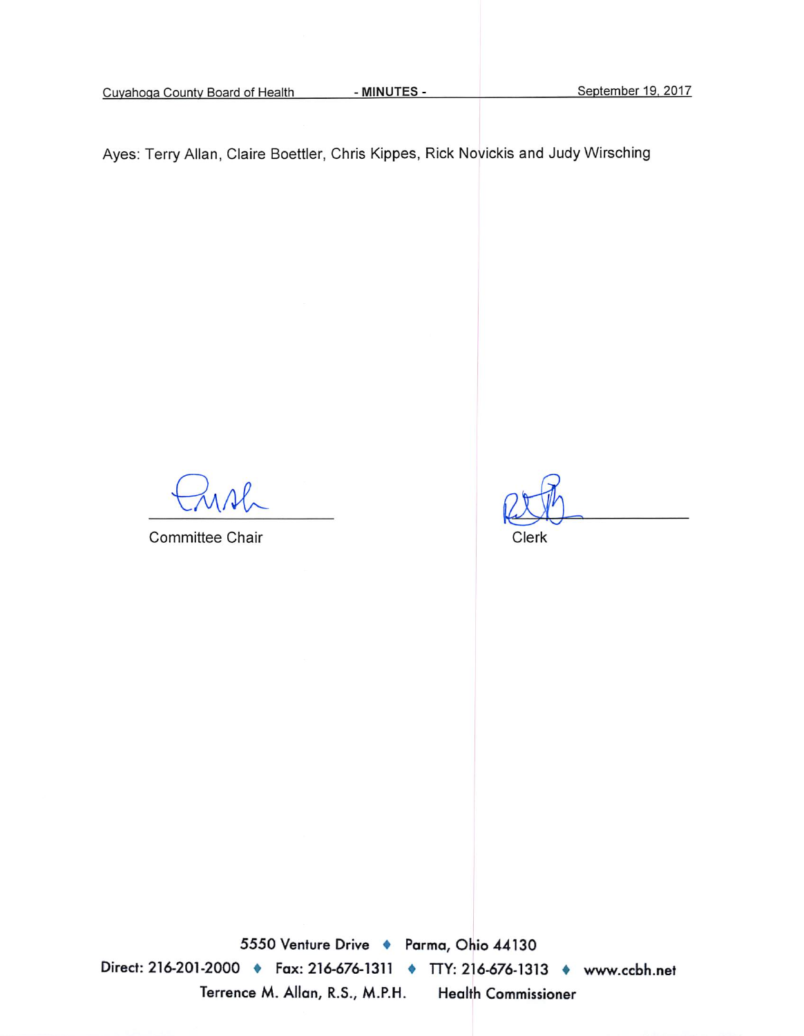Ayes: Terry Allan, Claire Boettler, Chris Kippes, Rick Novickis and Judy Wirsching

Committee Chair

Clerk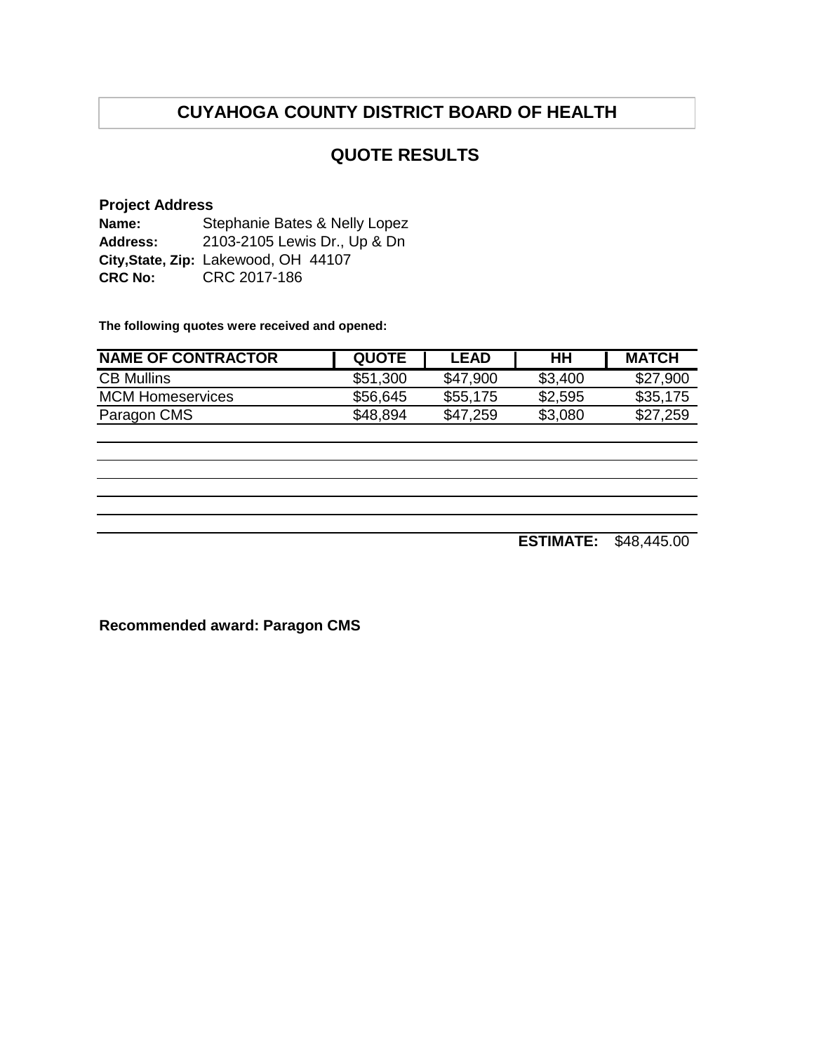# CUYAHOGA COUNTY DISTRICT BOARD OF HEALTH

## QUOTE RESULTS

**Project Address**
**Name:** Stephanie Bates & Nelly Lopez
**Address:** 2103-2105 Lewis Dr., Up & Dn
**City,State, Zip:** Lakewood, OH 44107
**CRC No:** CRC 2017-186

**The following quotes were received and opened:**

| NAME OF CONTRACTOR | QUOTE | LEAD | HH | MATCH |
|---|---|---|---|---|
| CB Mullins | $51,300 | $47,900 | $3,400 | $27,900 |
| MCM Homeservices | $56,645 | $55,175 | $2,595 | $35,175 |
| Paragon CMS | $48,894 | $47,259 | $3,080 | $27,259 |
| | | | | |
| | | | | |
| | | | | |
| | | | | |
| | | | | |
| | | | **ESTIMATE:** | $48,445.00 |

**Recommended award: Paragon CMS**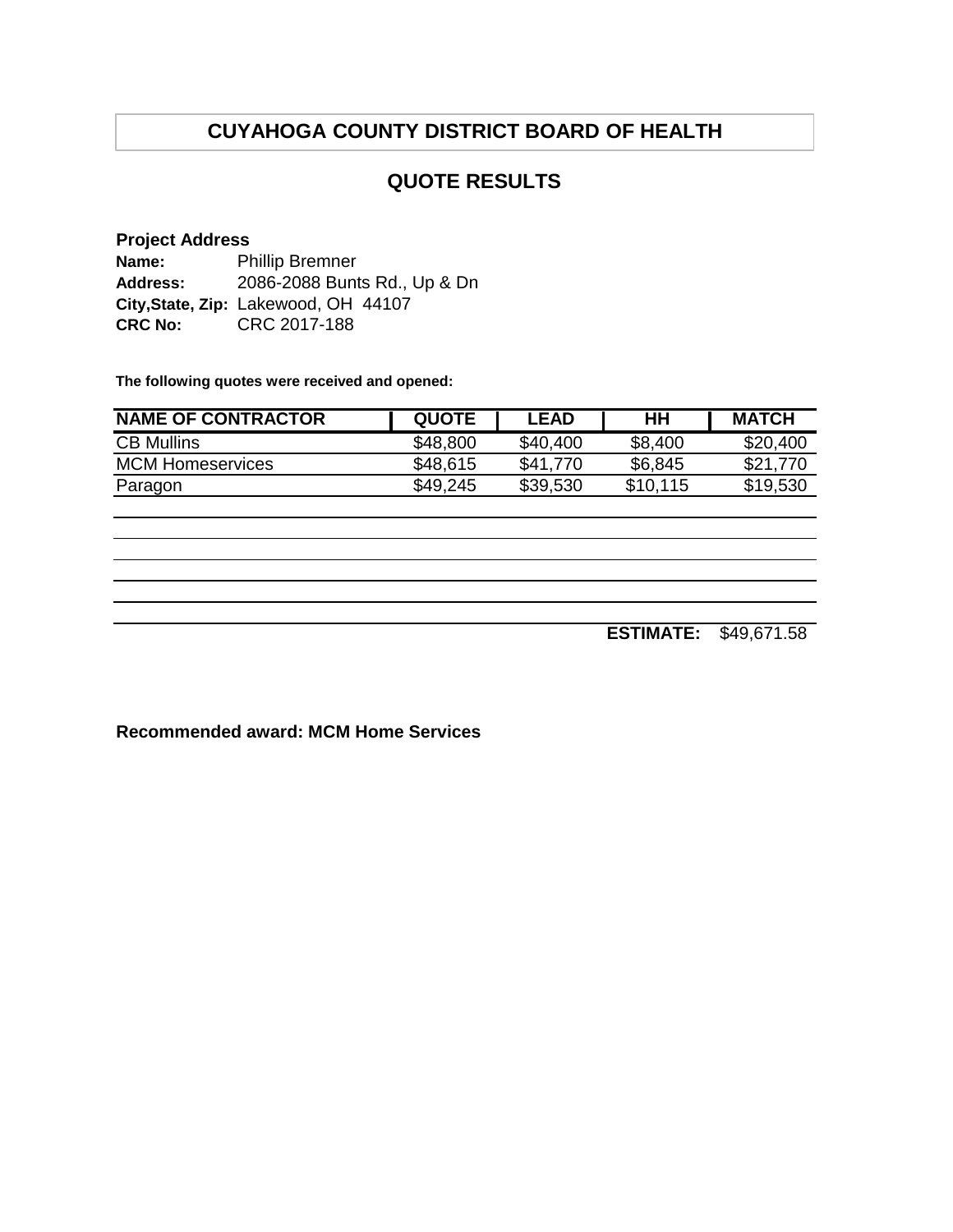# CUYAHOGA COUNTY DISTRICT BOARD OF HEALTH

## QUOTE RESULTS

**Project Address**

**Name:** Phillip Bremner
**Address:** 2086-2088 Bunts Rd., Up & Dn
**City,State, Zip:** Lakewood, OH 44107
**CRC No:** CRC 2017-188

**The following quotes were received and opened:**

| NAME OF CONTRACTOR | QUOTE | LEAD | HH | MATCH |
|---|---|---|---|---|
| CB Mullins | $48,800 | $40,400 | $8,400 | $20,400 |
| MCM Homeservices | $48,615 | $41,770 | $6,845 | $21,770 |
| Paragon | $49,245 | $39,530 | $10,115 | $19,530 |
| | | | | |
| | | | | |
| | | | | |
| | | | | |
| | | | | |
| | | | **ESTIMATE:** | $49,671.58 |

**Recommended award: MCM Home Services**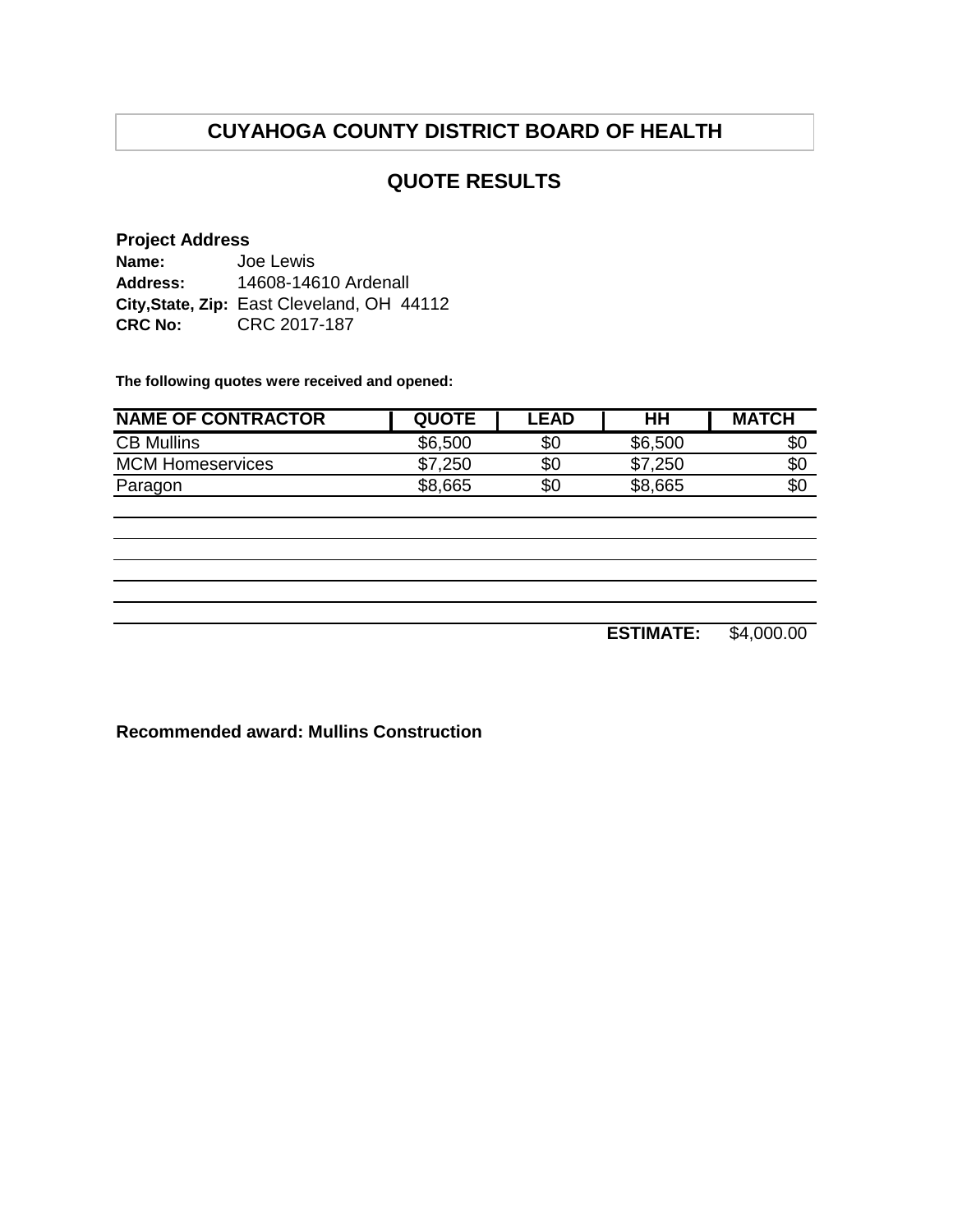# CUYAHOGA COUNTY DISTRICT BOARD OF HEALTH

## QUOTE RESULTS

**Project Address**

**Name:** Joe Lewis
**Address:** 14608-14610 Ardenall
**City,State, Zip:** East Cleveland, OH 44112
**CRC No:** CRC 2017-187

**The following quotes were received and opened:**

| NAME OF CONTRACTOR | QUOTE | LEAD | HH | MATCH |
|---|---|---|---|---|
| CB Mullins | $6,500 | $0 | $6,500 | $0 |
| MCM Homeservices | $7,250 | $0 | $7,250 | $0 |
| Paragon | $8,665 | $0 | $8,665 | $0 |
| | | | | |
| | | | | |
| | | | | |
| | | | | |
| | | | | |
| | | | **ESTIMATE:** | $4,000.00 |

**Recommended award: Mullins Construction**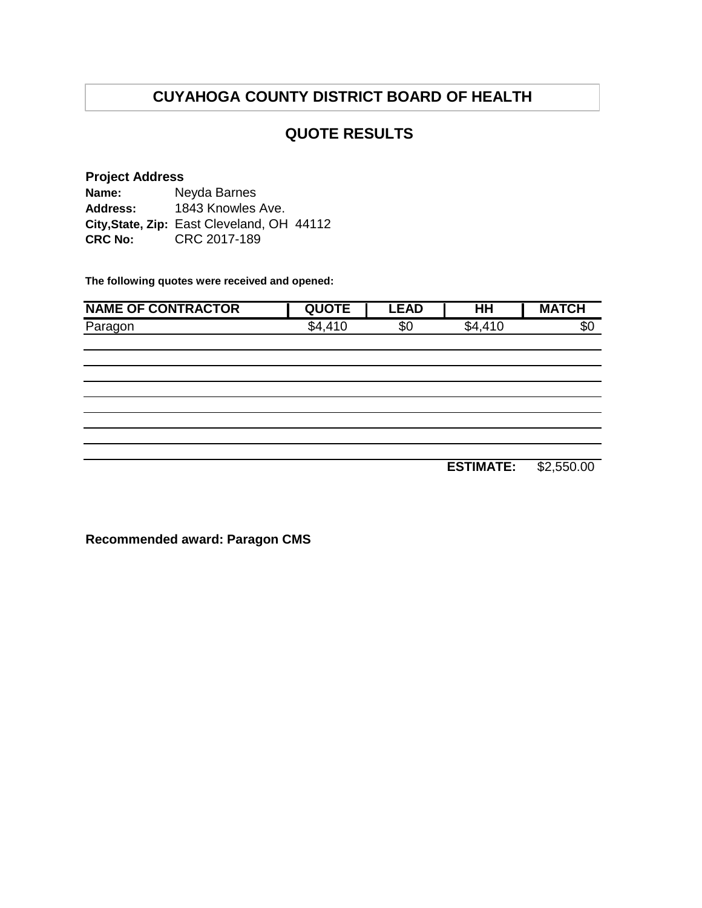# CUYAHOGA COUNTY DISTRICT BOARD OF HEALTH

## QUOTE RESULTS

**Project Address**

**Name:** Neyda Barnes
**Address:** 1843 Knowles Ave.
**City,State, Zip:** East Cleveland, OH 44112
**CRC No:** CRC 2017-189

**The following quotes were received and opened:**

| NAME OF CONTRACTOR | QUOTE | LEAD | HH | MATCH |
|---|---|---|---|---|
| Paragon | $4,410 | $0 | $4,410 | $0 |
| | | | | |
| | | | | |
| | | | | |
| | | | | |
| | | | | |
| | | | | |
| | | | | |
| | | | **ESTIMATE:** | $2,550.00 |

**Recommended award: Paragon CMS**